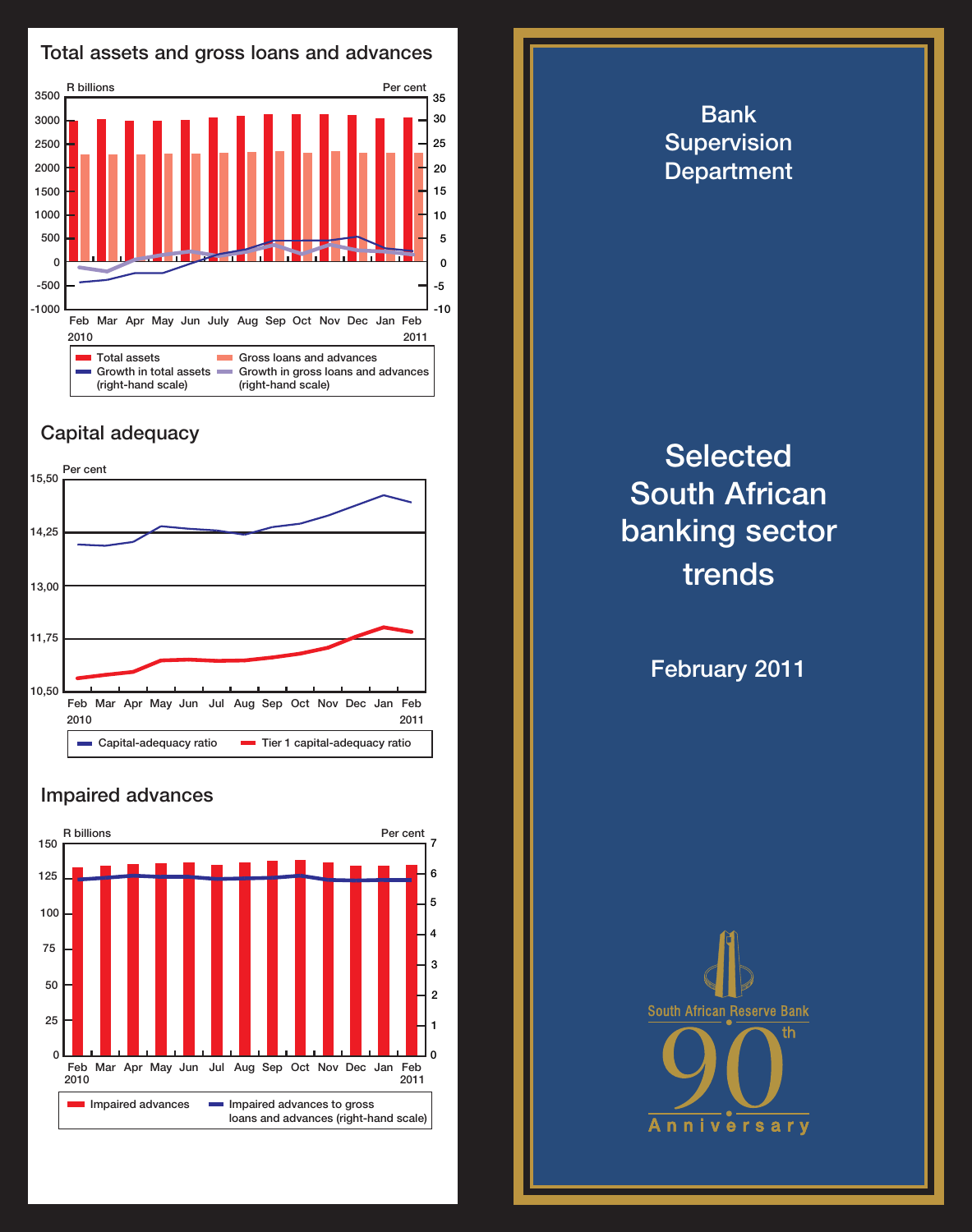## Total assets and gross loans and advances

R billions — Per cent

Feb 2010, Mar, Apr, May, Jun, July, Aug, Sep, Oct, Nov, Dec, Jan, Feb 2011

- Total assets
- Gross loans and advances
- Growth in total assets (right-hand scale)
- Growth in gross loans and advances (right-hand scale)

## Capital adequacy

Per cent

Feb 2010, Mar, Apr, May, Jun, Jul, Aug, Sep, Oct, Nov, Dec, Jan, Feb 2011

- Capital-adequacy ratio
- Tier 1 capital-adequacy ratio

## Impaired advances

R billions — Per cent

Feb 2010, Mar, Apr, May, Jun, Jul, Aug, Sep, Oct, Nov, Dec, Jan, Feb 2011

- Impaired advances
- Impaired advances to gross loans and advances (right-hand scale)

# Bank Supervision Department

# Selected South African banking sector trends

## February 2011

South African Reserve Bank
90th Anniversary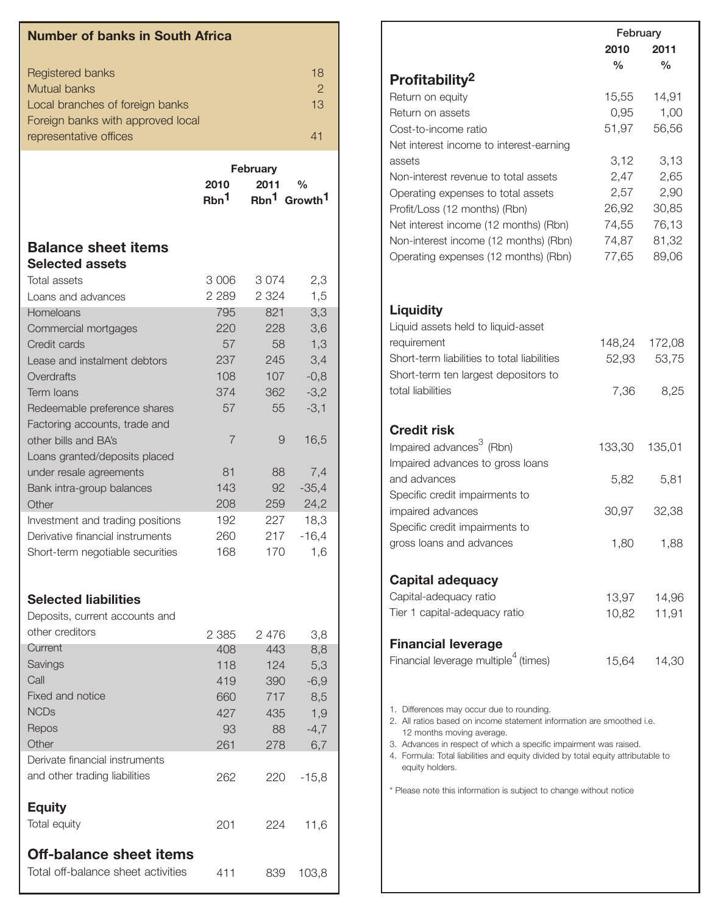## Number of banks in South Africa

| | |
|---|---|
| Registered banks | 18 |
| Mutual banks | 2 |
| Local branches of foreign banks | 13 |
| Foreign banks with approved local representative offices | 41 |

| | February 2010 Rbn[1] | February 2011 Rbn[1] | % Growth[1] |
|---|---|---|---|
| **Balance sheet items** | | | |
| **Selected assets** | | | |
| Total assets | 3 006 | 3 074 | 2,3 |
| Loans and advances | 2 289 | 2 324 | 1,5 |
| Homeloans | 795 | 821 | 3,3 |
| Commercial mortgages | 220 | 228 | 3,6 |
| Credit cards | 57 | 58 | 1,3 |
| Lease and instalment debtors | 237 | 245 | 3,4 |
| Overdrafts | 108 | 107 | -0,8 |
| Term loans | 374 | 362 | -3,2 |
| Redeemable preference shares | 57 | 55 | -3,1 |
| Factoring accounts, trade and other bills and BA's | 7 | 9 | 16,5 |
| Loans granted/deposits placed under resale agreements | 81 | 88 | 7,4 |
| Bank intra-group balances | 143 | 92 | -35,4 |
| Other | 208 | 259 | 24,2 |
| Investment and trading positions | 192 | 227 | 18,3 |
| Derivative financial instruments | 260 | 217 | -16,4 |
| Short-term negotiable securities | 168 | 170 | 1,6 |
| **Selected liabilities** | | | |
| Deposits, current accounts and other creditors | 2 385 | 2 476 | 3,8 |
| Current | 408 | 443 | 8,8 |
| Savings | 118 | 124 | 5,3 |
| Call | 419 | 390 | -6,9 |
| Fixed and notice | 660 | 717 | 8,5 |
| NCDs | 427 | 435 | 1,9 |
| Repos | 93 | 88 | -4,7 |
| Other | 261 | 278 | 6,7 |
| Derivate financial instruments and other trading liabilities | 262 | 220 | -15,8 |
| **Equity** | | | |
| Total equity | 201 | 224 | 11,6 |
| **Off-balance sheet items** | | | |
| Total off-balance sheet activities | 411 | 839 | 103,8 |

| | February 2010 % | February 2011 % |
|---|---|---|
| **Profitability[2]** | | |
| Return on equity | 15,55 | 14,91 |
| Return on assets | 0,95 | 1,00 |
| Cost-to-income ratio | 51,97 | 56,56 |
| Net interest income to interest-earning assets | 3,12 | 3,13 |
| Non-interest revenue to total assets | 2,47 | 2,65 |
| Operating expenses to total assets | 2,57 | 2,90 |
| Profit/Loss (12 months) (Rbn) | 26,92 | 30,85 |
| Net interest income (12 months) (Rbn) | 74,55 | 76,13 |
| Non-interest income (12 months) (Rbn) | 74,87 | 81,32 |
| Operating expenses (12 months) (Rbn) | 77,65 | 89,06 |
| **Liquidity** | | |
| Liquid assets held to liquid-asset requirement | 148,24 | 172,08 |
| Short-term liabilities to total liabilities | 52,93 | 53,75 |
| Short-term ten largest depositors to total liabilities | 7,36 | 8,25 |
| **Credit risk** | | |
| Impaired advances[3] (Rbn) | 133,30 | 135,01 |
| Impaired advances to gross loans and advances | 5,82 | 5,81 |
| Specific credit impairments to impaired advances | 30,97 | 32,38 |
| Specific credit impairments to gross loans and advances | 1,80 | 1,88 |
| **Capital adequacy** | | |
| Capital-adequacy ratio | 13,97 | 14,96 |
| Tier 1 capital-adequacy ratio | 10,82 | 11,91 |
| **Financial leverage** | | |
| Financial leverage multiple[4] (times) | 15,64 | 14,30 |

1. Differences may occur due to rounding.
2. All ratios based on income statement information are smoothed i.e. 12 months moving average.
3. Advances in respect of which a specific impairment was raised.
4. Formula: Total liabilities and equity divided by total equity attributable to equity holders.

* Please note this information is subject to change without notice